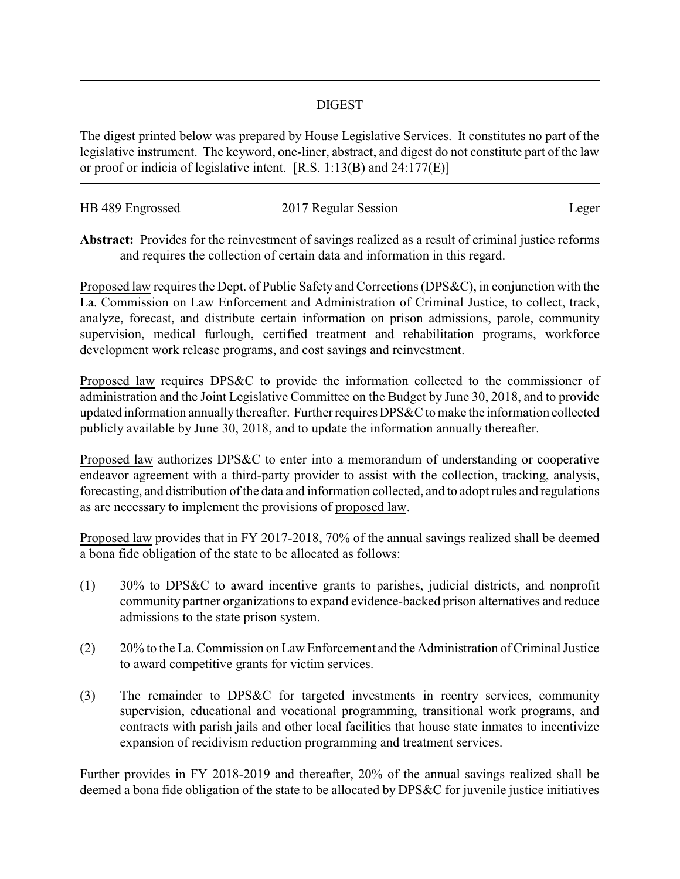## DIGEST

The digest printed below was prepared by House Legislative Services. It constitutes no part of the legislative instrument. The keyword, one-liner, abstract, and digest do not constitute part of the law or proof or indicia of legislative intent. [R.S. 1:13(B) and 24:177(E)]

HB 489 Engrossed | 2017 Regular Session | Leger

**Abstract:** Provides for the reinvestment of savings realized as a result of criminal justice reforms and requires the collection of certain data and information in this regard.

Proposed law requires the Dept. of Public Safety and Corrections (DPS&C), in conjunction with the La. Commission on Law Enforcement and Administration of Criminal Justice, to collect, track, analyze, forecast, and distribute certain information on prison admissions, parole, community supervision, medical furlough, certified treatment and rehabilitation programs, workforce development work release programs, and cost savings and reinvestment.

Proposed law requires DPS&C to provide the information collected to the commissioner of administration and the Joint Legislative Committee on the Budget by June 30, 2018, and to provide updated information annually thereafter. Further requires DPS&C to make the information collected publicly available by June 30, 2018, and to update the information annually thereafter.

Proposed law authorizes DPS&C to enter into a memorandum of understanding or cooperative endeavor agreement with a third-party provider to assist with the collection, tracking, analysis, forecasting, and distribution of the data and information collected, and to adopt rules and regulations as are necessary to implement the provisions of proposed law.

Proposed law provides that in FY 2017-2018, 70% of the annual savings realized shall be deemed a bona fide obligation of the state to be allocated as follows:

(1) 30% to DPS&C to award incentive grants to parishes, judicial districts, and nonprofit community partner organizations to expand evidence-backed prison alternatives and reduce admissions to the state prison system.

(2) 20% to the La. Commission on Law Enforcement and the Administration of Criminal Justice to award competitive grants for victim services.

(3) The remainder to DPS&C for targeted investments in reentry services, community supervision, educational and vocational programming, transitional work programs, and contracts with parish jails and other local facilities that house state inmates to incentivize expansion of recidivism reduction programming and treatment services.

Further provides in FY 2018-2019 and thereafter, 20% of the annual savings realized shall be deemed a bona fide obligation of the state to be allocated by DPS&C for juvenile justice initiatives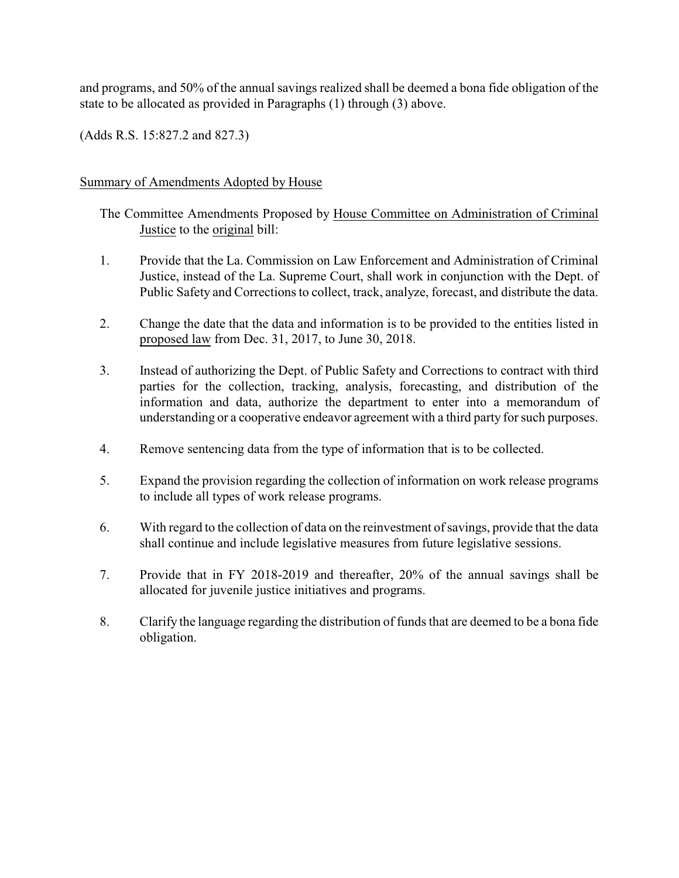and programs, and 50% of the annual savings realized shall be deemed a bona fide obligation of the state to be allocated as provided in Paragraphs (1) through (3) above.

(Adds R.S. 15:827.2 and 827.3)

Summary of Amendments Adopted by House

The Committee Amendments Proposed by House Committee on Administration of Criminal Justice to the original bill:

1. Provide that the La. Commission on Law Enforcement and Administration of Criminal Justice, instead of the La. Supreme Court, shall work in conjunction with the Dept. of Public Safety and Corrections to collect, track, analyze, forecast, and distribute the data.

2. Change the date that the data and information is to be provided to the entities listed in proposed law from Dec. 31, 2017, to June 30, 2018.

3. Instead of authorizing the Dept. of Public Safety and Corrections to contract with third parties for the collection, tracking, analysis, forecasting, and distribution of the information and data, authorize the department to enter into a memorandum of understanding or a cooperative endeavor agreement with a third party for such purposes.

4. Remove sentencing data from the type of information that is to be collected.

5. Expand the provision regarding the collection of information on work release programs to include all types of work release programs.

6. With regard to the collection of data on the reinvestment of savings, provide that the data shall continue and include legislative measures from future legislative sessions.

7. Provide that in FY 2018-2019 and thereafter, 20% of the annual savings shall be allocated for juvenile justice initiatives and programs.

8. Clarify the language regarding the distribution of funds that are deemed to be a bona fide obligation.